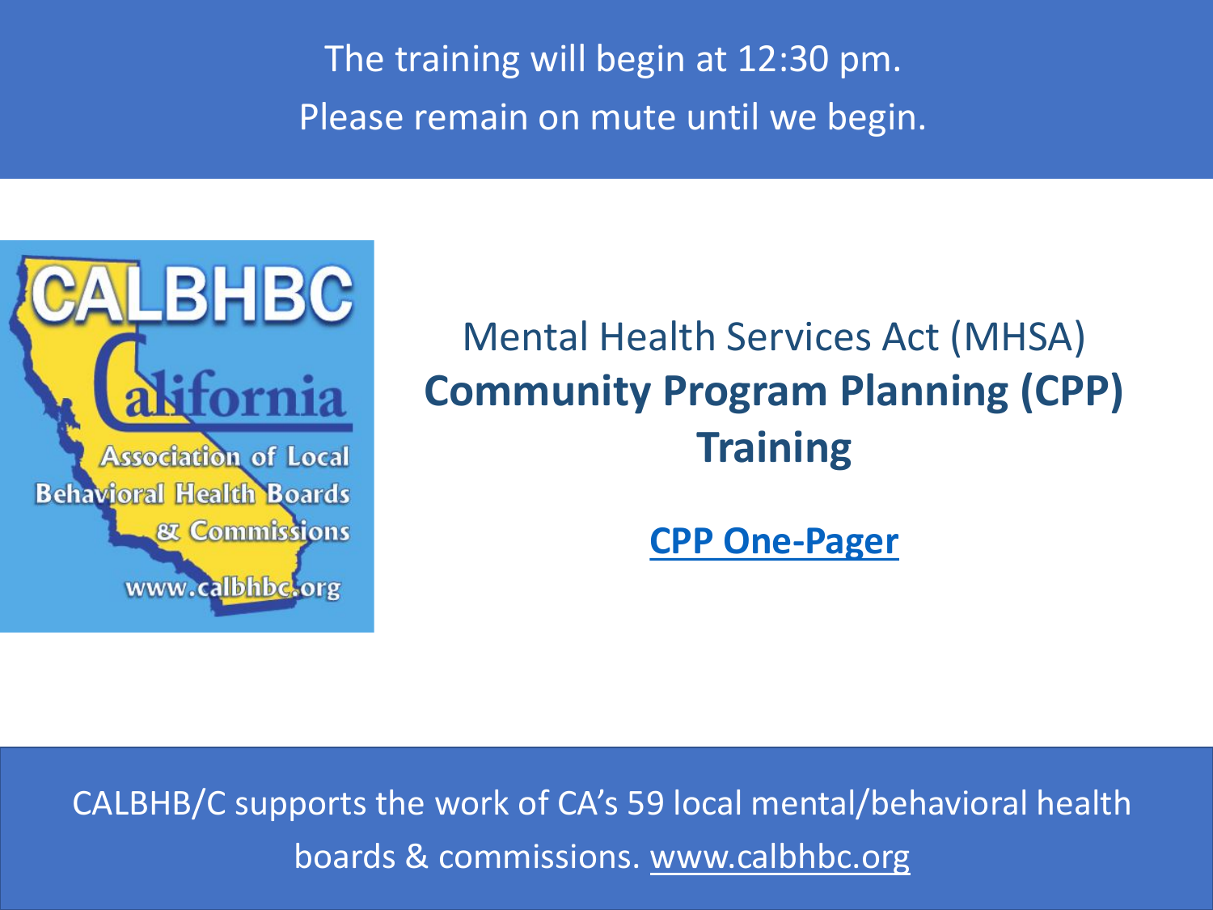The training will begin at 12:30 pm.
Please remain on mute until we begin.

CALBHBC California Association of Local Behavioral Health Boards & Commissions www.calbhbc.org

Mental Health Services Act (MHSA)

# Community Program Planning (CPP) Training

**CPP One-Pager**

CALBHB/C supports the work of CA's 59 local mental/behavioral health boards & commissions. www.calbhbc.org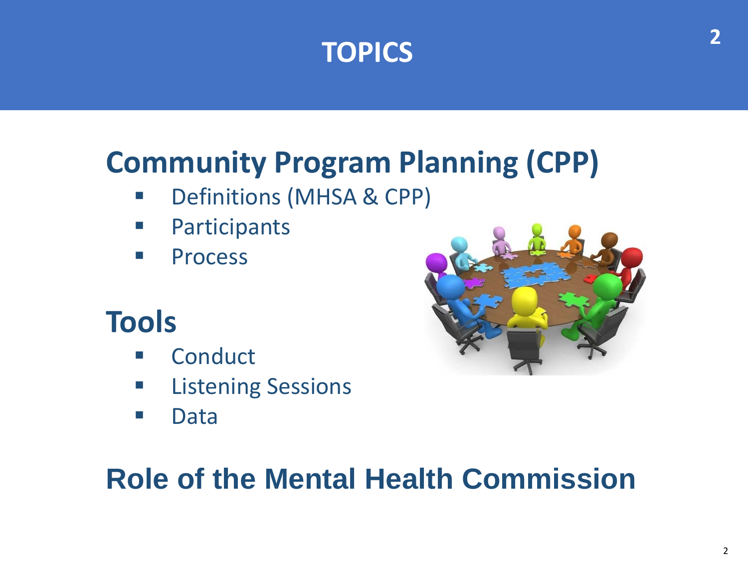# TOPICS

## Community Program Planning (CPP)

- Definitions (MHSA & CPP)
- Participants
- Process

## Tools

- Conduct
- Listening Sessions
- Data

## Role of the Mental Health Commission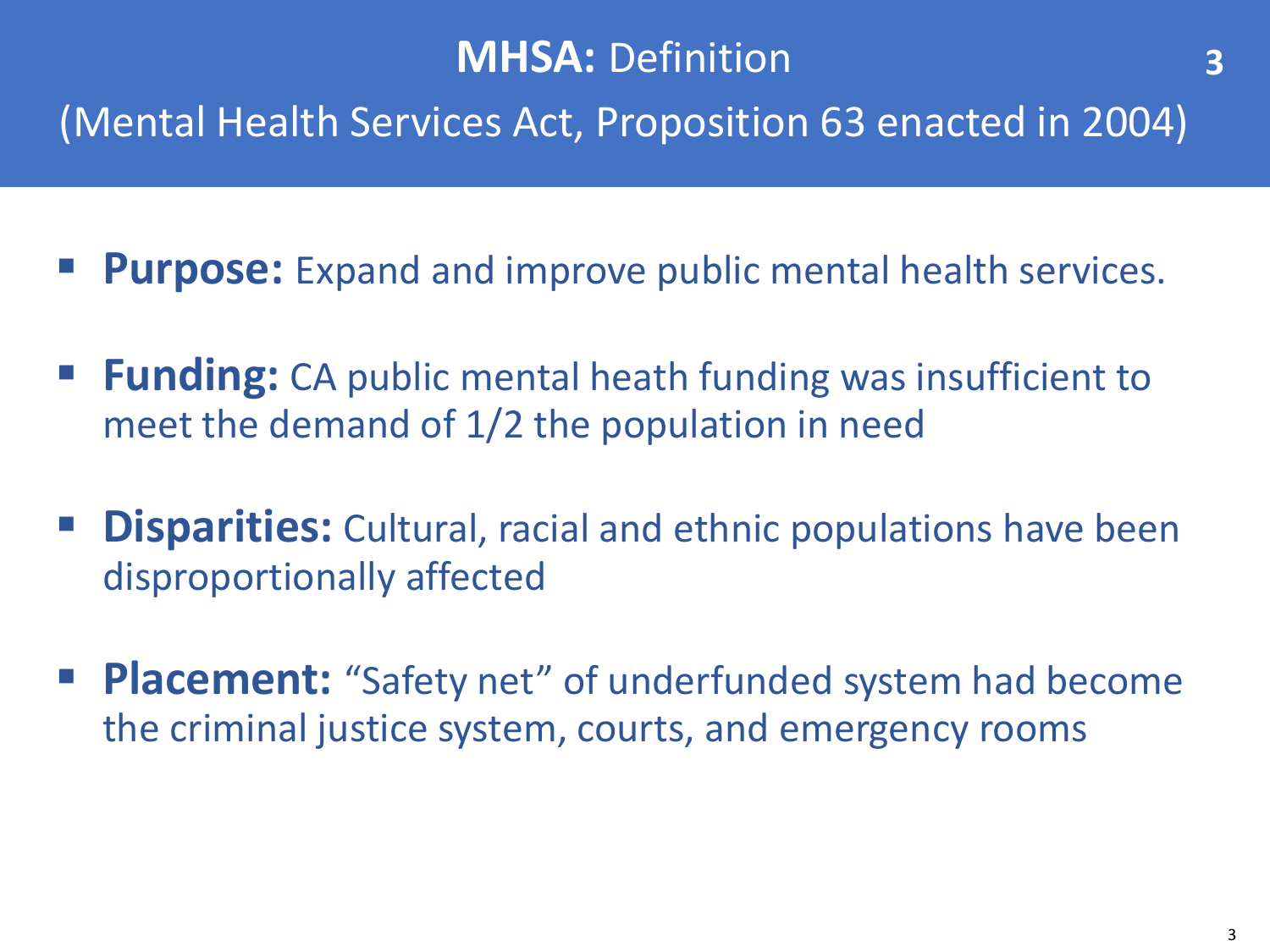# **MHSA:** Definition

## (Mental Health Services Act, Proposition 63 enacted in 2004)

- **Purpose:** Expand and improve public mental health services.
- **Funding:** CA public mental heath funding was insufficient to meet the demand of 1/2 the population in need
- **Disparities:** Cultural, racial and ethnic populations have been disproportionally affected
- **Placement:** "Safety net" of underfunded system had become the criminal justice system, courts, and emergency rooms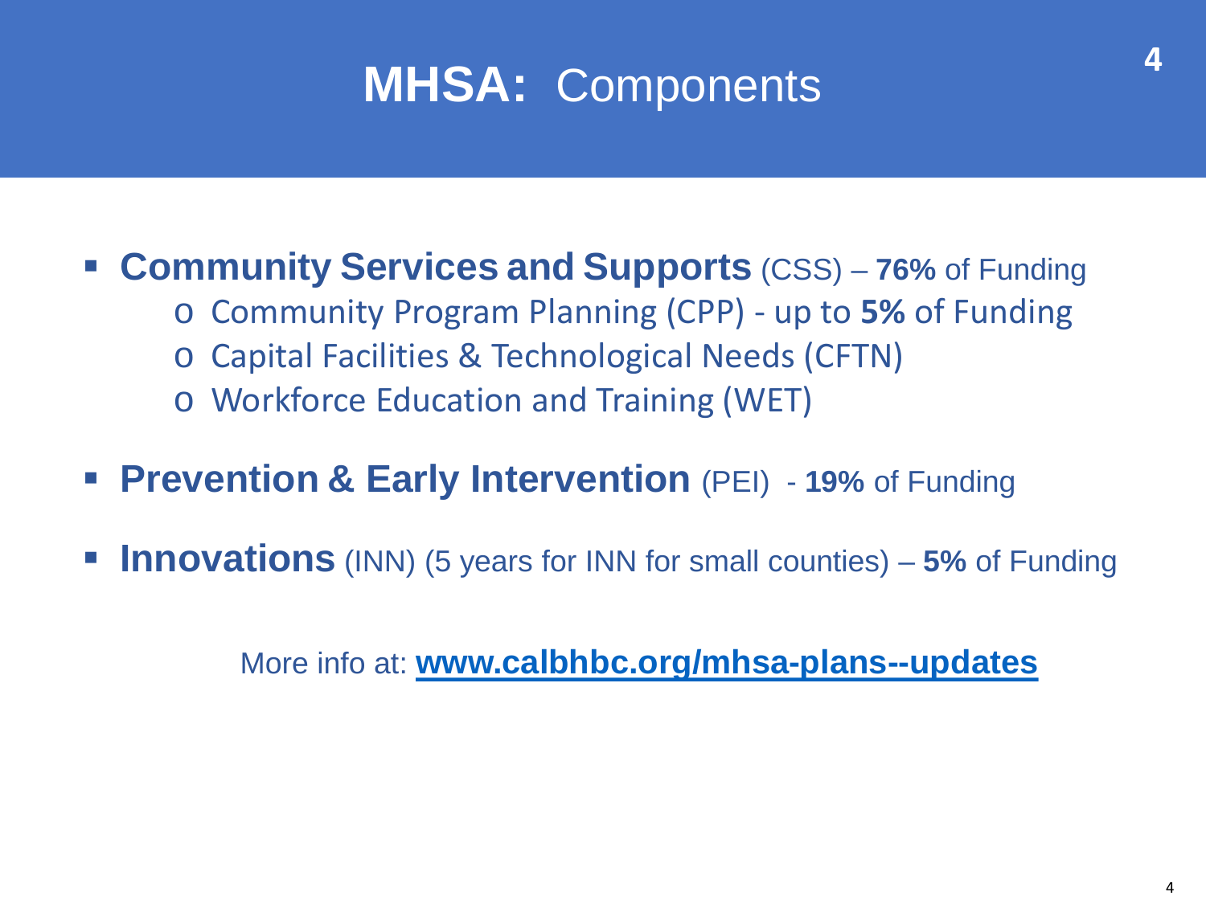# **MHSA:** Components

- **Community Services and Supports** (CSS) – **76%** of Funding
  - Community Program Planning (CPP) - up to **5%** of Funding
  - Capital Facilities & Technological Needs (CFTN)
  - Workforce Education and Training (WET)
- **Prevention & Early Intervention** (PEI) - **19%** of Funding
- **Innovations** (INN) (5 years for INN for small counties) – **5%** of Funding

More info at: **[www.calbhbc.org/mhsa-plans--updates](www.calbhbc.org/mhsa-plans--updates)**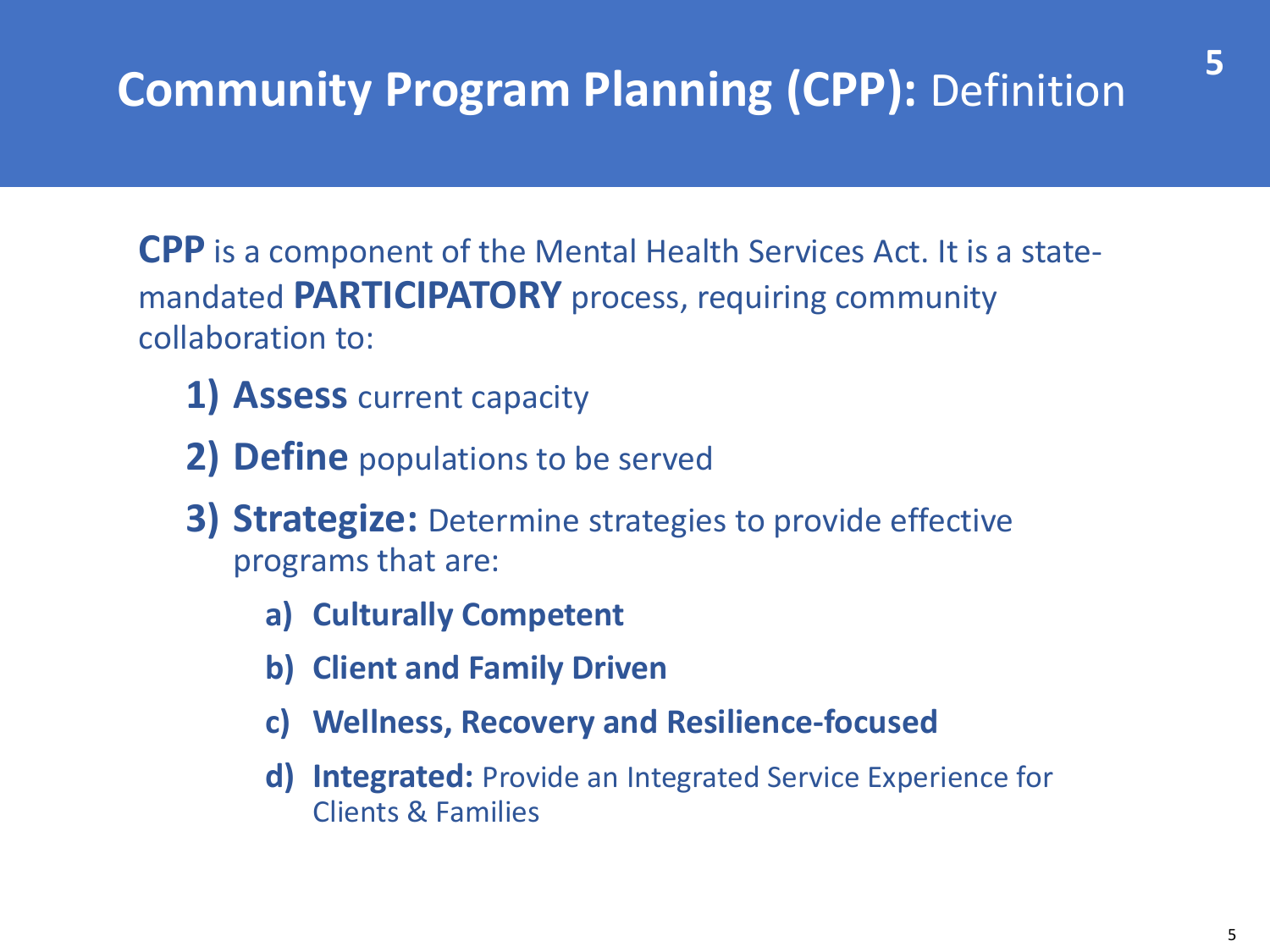# **Community Program Planning (CPP):** Definition

**CPP** is a component of the Mental Health Services Act. It is a state-mandated **PARTICIPATORY** process, requiring community collaboration to:

1) **Assess** current capacity
2) **Define** populations to be served
3) **Strategize:** Determine strategies to provide effective programs that are:
   a) **Culturally Competent**
   b) **Client and Family Driven**
   c) **Wellness, Recovery and Resilience-focused**
   d) **Integrated:** Provide an Integrated Service Experience for Clients & Families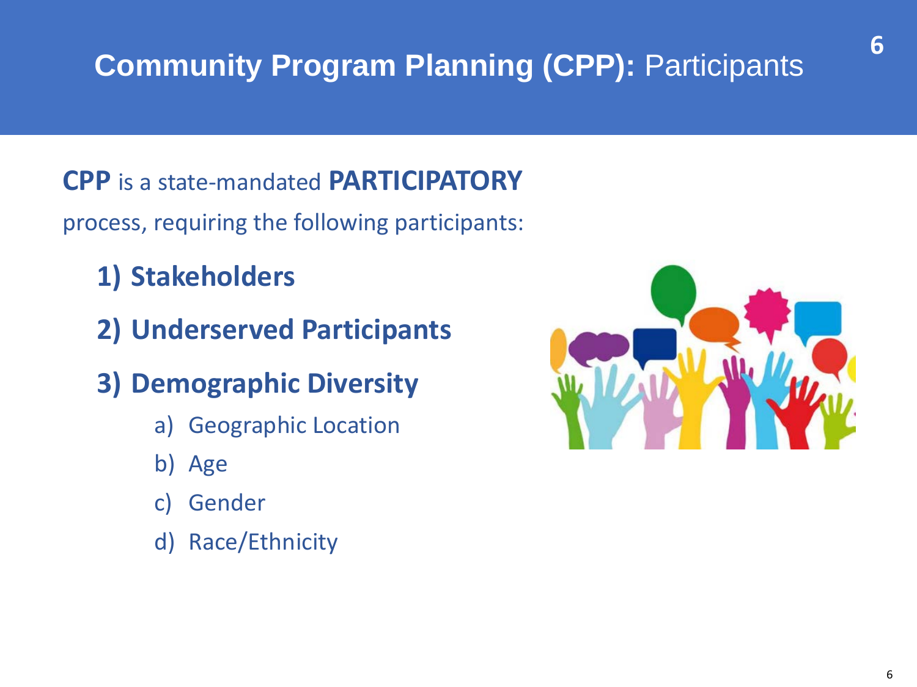# **Community Program Planning (CPP):** Participants

**CPP** is a state-mandated **PARTICIPATORY** process, requiring the following participants:

1) **Stakeholders**
2) **Underserved Participants**
3) **Demographic Diversity**
   a) Geographic Location
   b) Age
   c) Gender
   d) Race/Ethnicity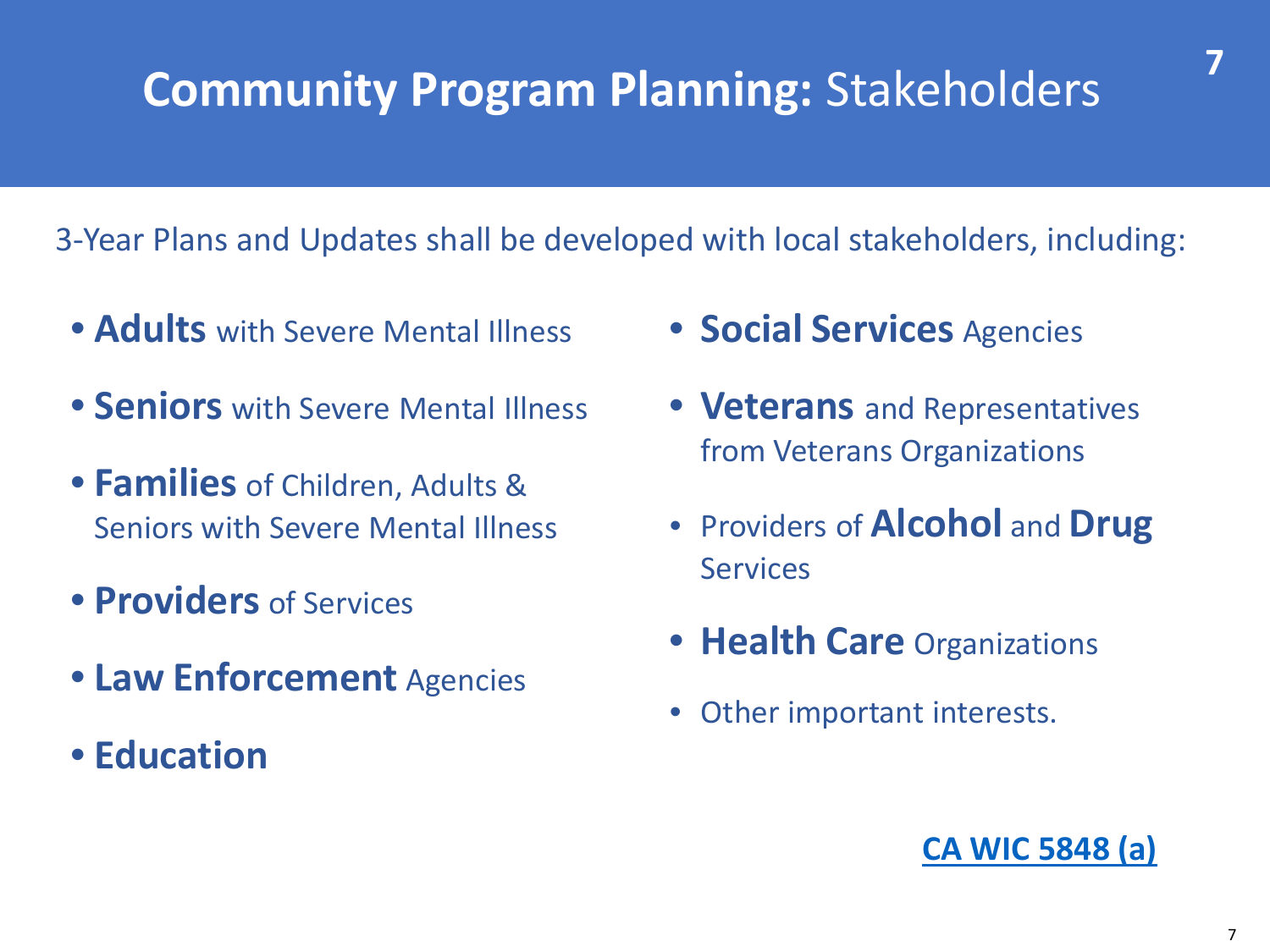# **Community Program Planning:** Stakeholders

3-Year Plans and Updates shall be developed with local stakeholders, including:

- **Adults** with Severe Mental Illness
- **Seniors** with Severe Mental Illness
- **Families** of Children, Adults & Seniors with Severe Mental Illness
- **Providers** of Services
- **Law Enforcement** Agencies
- **Education**
- **Social Services** Agencies
- **Veterans** and Representatives from Veterans Organizations
- Providers of **Alcohol** and **Drug** Services
- **Health Care** Organizations
- Other important interests.

**CA WIC 5848 (a)**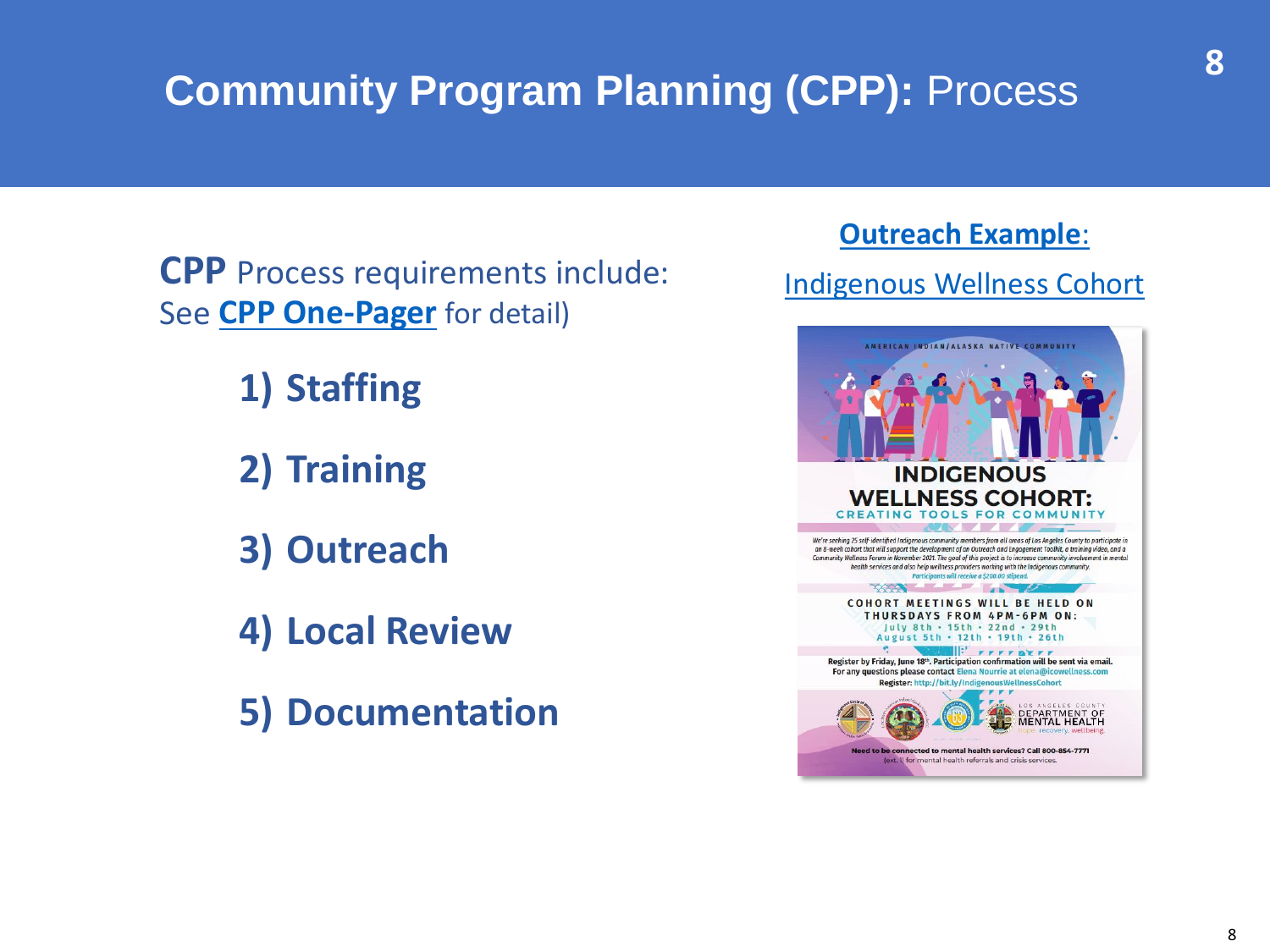# Community Program Planning (CPP): Process

**CPP** Process requirements include: See **CPP One-Pager** for detail)

1) **Staffing**
2) **Training**
3) **Outreach**
4) **Local Review**
5) **Documentation**

**Outreach Example:**

Indigenous Wellness Cohort

AMERICAN INDIAN/ALASKA NATIVE COMMUNITY

**INDIGENOUS WELLNESS COHORT:**
CREATING TOOLS FOR COMMUNITY

*We're seeking 25 self-identified Indigenous community members from all areas of Los Angeles County to participate in an 8-week cohort that will support the development of an Outreach and Engagement Toolkit, a training video, and a Community Wellness Forum in November 2021. The goal of this project is to increase community involvement in mental health services and also help wellness providers working with the Indigenous community.*
*Participants will receive a $200.00 stipend.*

COHORT MEETINGS WILL BE HELD ON THURSDAYS FROM 4PM-6PM ON:
July 8th • 15th • 22nd • 29th
August 5th • 12th • 19th • 26th

Register by Friday, June 18th. Participation confirmation will be sent via email.
For any questions please contact Elena Nourrie at elena@icowellness.com
Register: http://bit.ly/IndigenousWellnessCohort

LOS ANGELES COUNTY DEPARTMENT OF MENTAL HEALTH
hope. recovery. wellbeing.

Need to be connected to mental health services? Call 800-854-7771 (ext. 1) for mental health referrals and crisis services.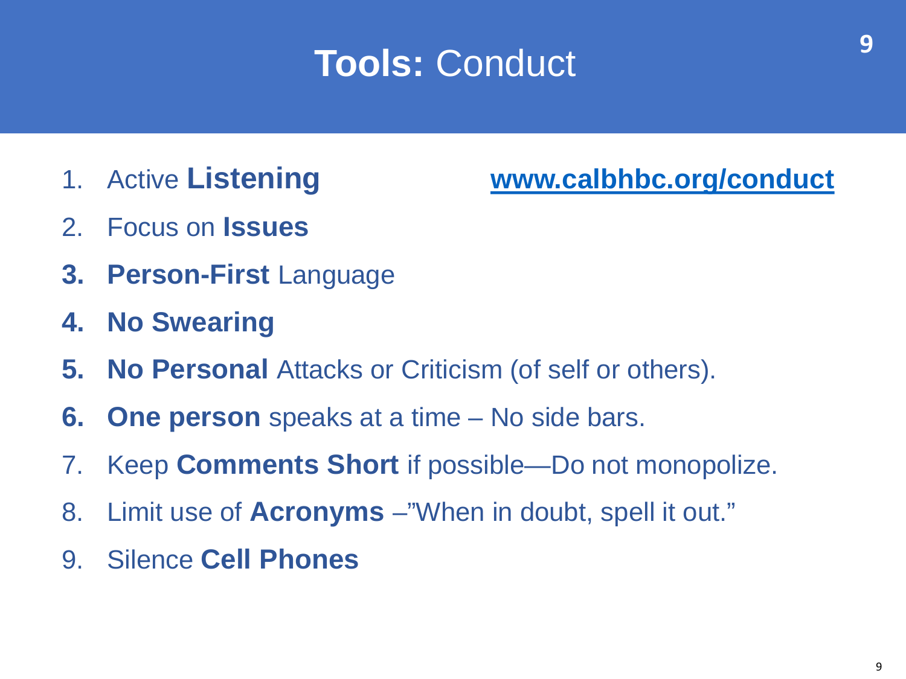# **Tools:** Conduct

**www.calbhbc.org/conduct**

1. Active **Listening**
2. Focus on **Issues**
3. **Person-First** Language
4. **No Swearing**
5. **No Personal** Attacks or Criticism (of self or others).
6. **One person** speaks at a time – No side bars.
7. Keep **Comments Short** if possible—Do not monopolize.
8. Limit use of **Acronyms** –"When in doubt, spell it out."
9. Silence **Cell Phones**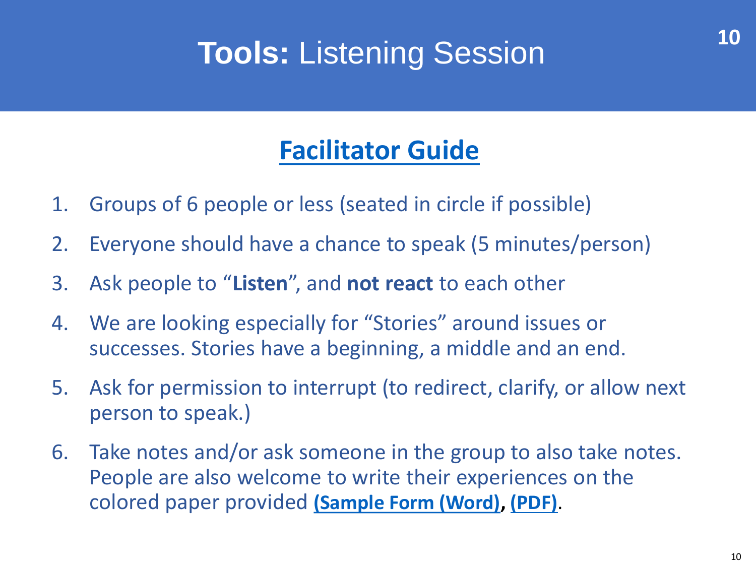# **Tools:** Listening Session

## Facilitator Guide

1. Groups of 6 people or less (seated in circle if possible)
2. Everyone should have a chance to speak (5 minutes/person)
3. Ask people to "**Listen**", and **not react** to each other
4. We are looking especially for "Stories" around issues or successes. Stories have a beginning, a middle and an end.
5. Ask for permission to interrupt (to redirect, clarify, or allow next person to speak.)
6. Take notes and/or ask someone in the group to also take notes. People are also welcome to write their experiences on the colored paper provided **(Sample Form (Word)**, **(PDF)**.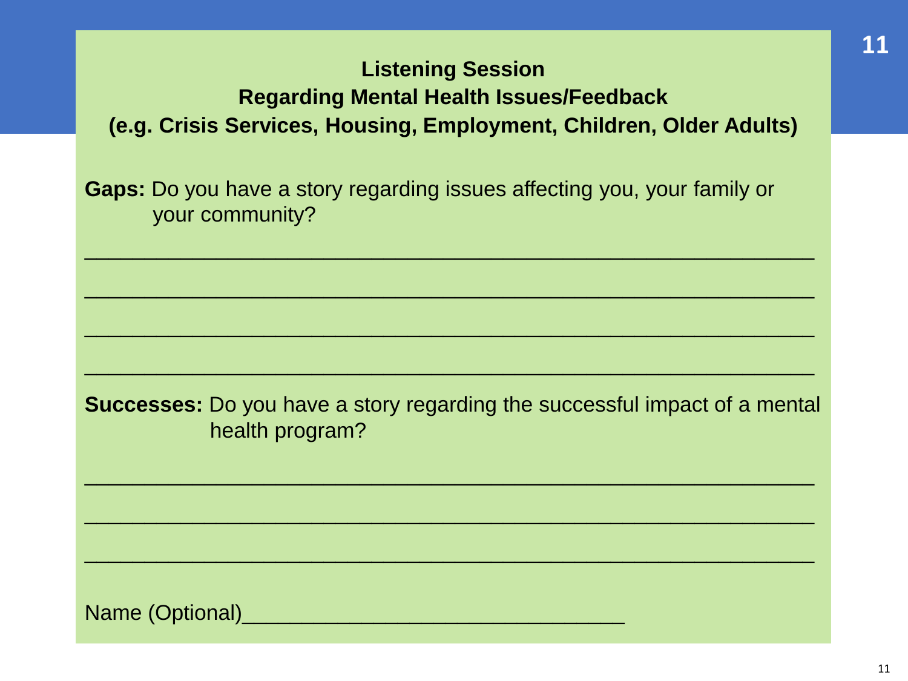## Listening Session
## Regarding Mental Health Issues/Feedback
## (e.g. Crisis Services, Housing, Employment, Children, Older Adults)

**Gaps:** Do you have a story regarding issues affecting you, your family or your community?

___________________________________________________________________

___________________________________________________________________

___________________________________________________________________

___________________________________________________________________

**Successes:** Do you have a story regarding the successful impact of a mental health program?

___________________________________________________________________

___________________________________________________________________

___________________________________________________________________

Name (Optional)________________________________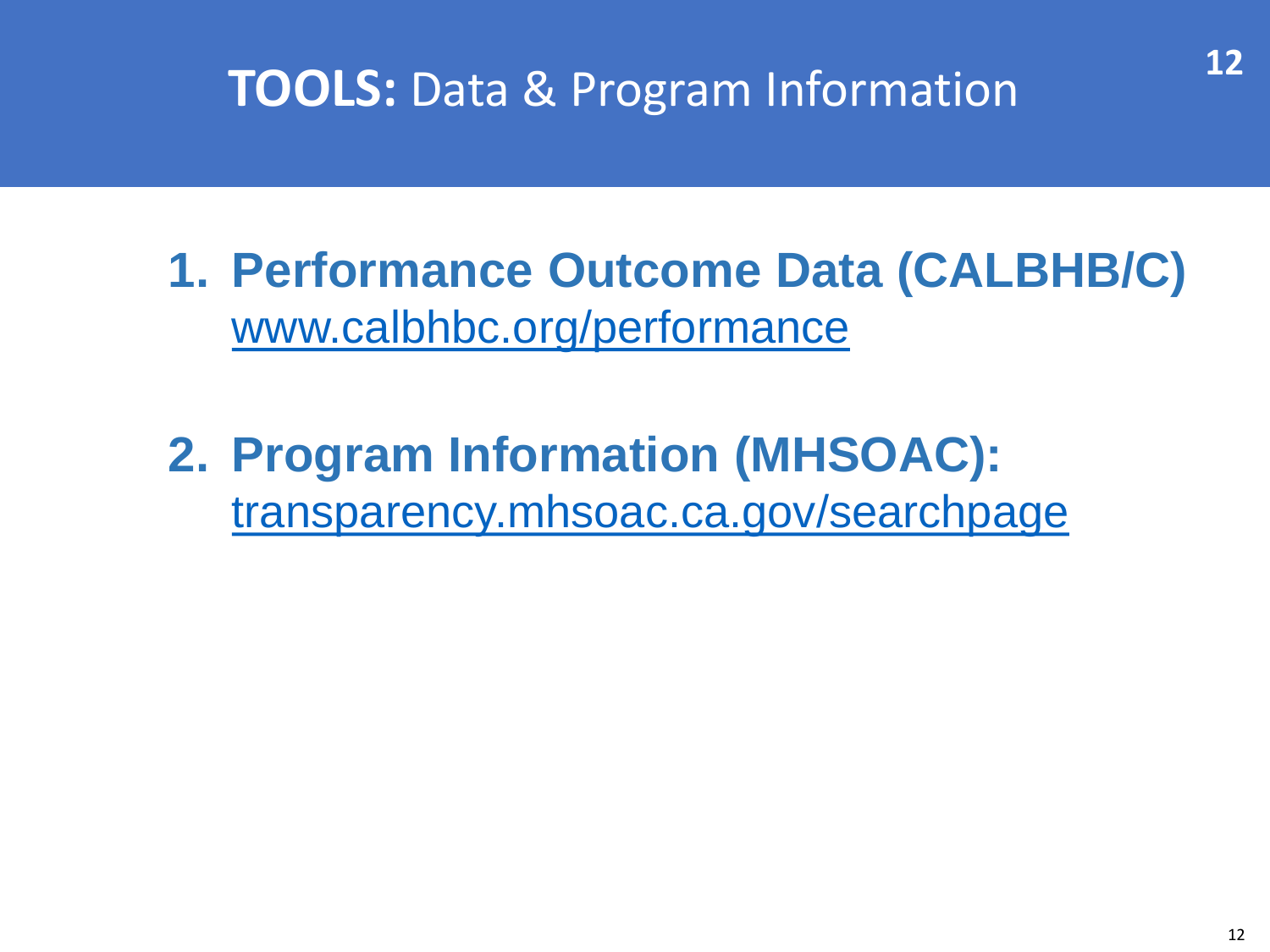# **TOOLS:** Data & Program Information

1. **Performance Outcome Data (CALBHB/C)**
   www.calbhbc.org/performance

2. **Program Information (MHSOAC):**
   transparency.mhsoac.ca.gov/searchpage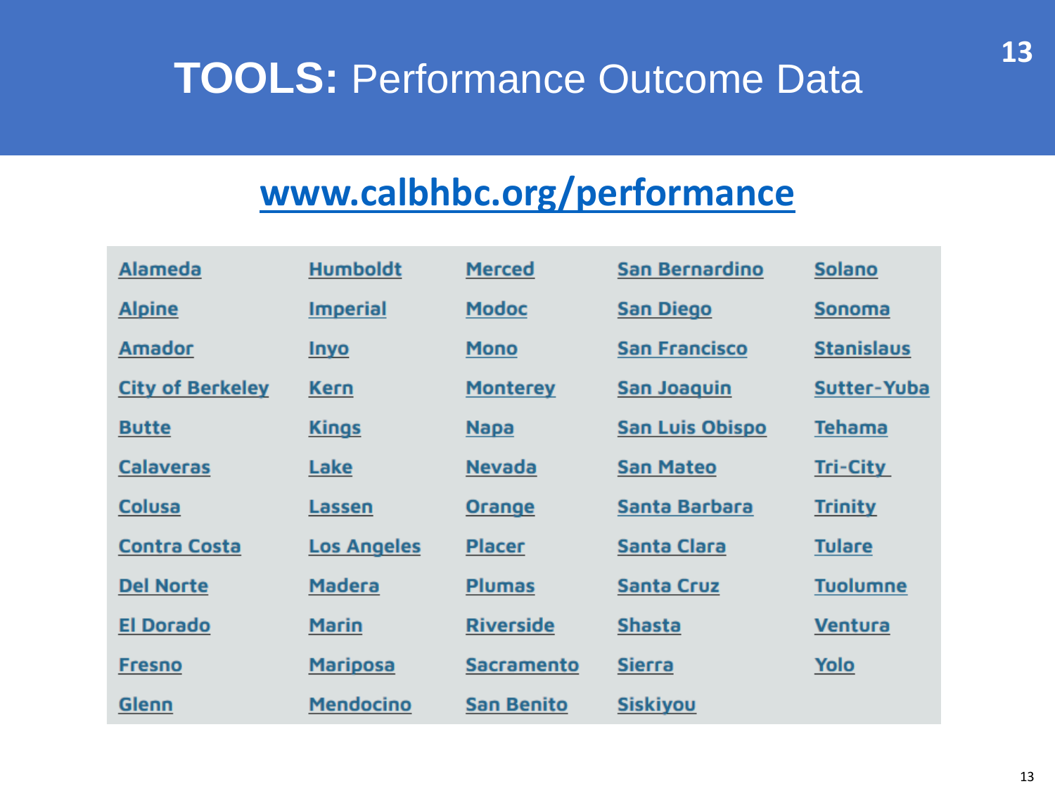# **TOOLS:** Performance Outcome Data

## www.calbhbc.org/performance

| | | | | |
|---|---|---|---|---|
| Alameda | Humboldt | Merced | San Bernardino | Solano |
| Alpine | Imperial | Modoc | San Diego | Sonoma |
| Amador | Inyo | Mono | San Francisco | Stanislaus |
| City of Berkeley | Kern | Monterey | San Joaquin | Sutter-Yuba |
| Butte | Kings | Napa | San Luis Obispo | Tehama |
| Calaveras | Lake | Nevada | San Mateo | Tri-City |
| Colusa | Lassen | Orange | Santa Barbara | Trinity |
| Contra Costa | Los Angeles | Placer | Santa Clara | Tulare |
| Del Norte | Madera | Plumas | Santa Cruz | Tuolumne |
| El Dorado | Marin | Riverside | Shasta | Ventura |
| Fresno | Mariposa | Sacramento | Sierra | Yolo |
| Glenn | Mendocino | San Benito | Siskiyou | |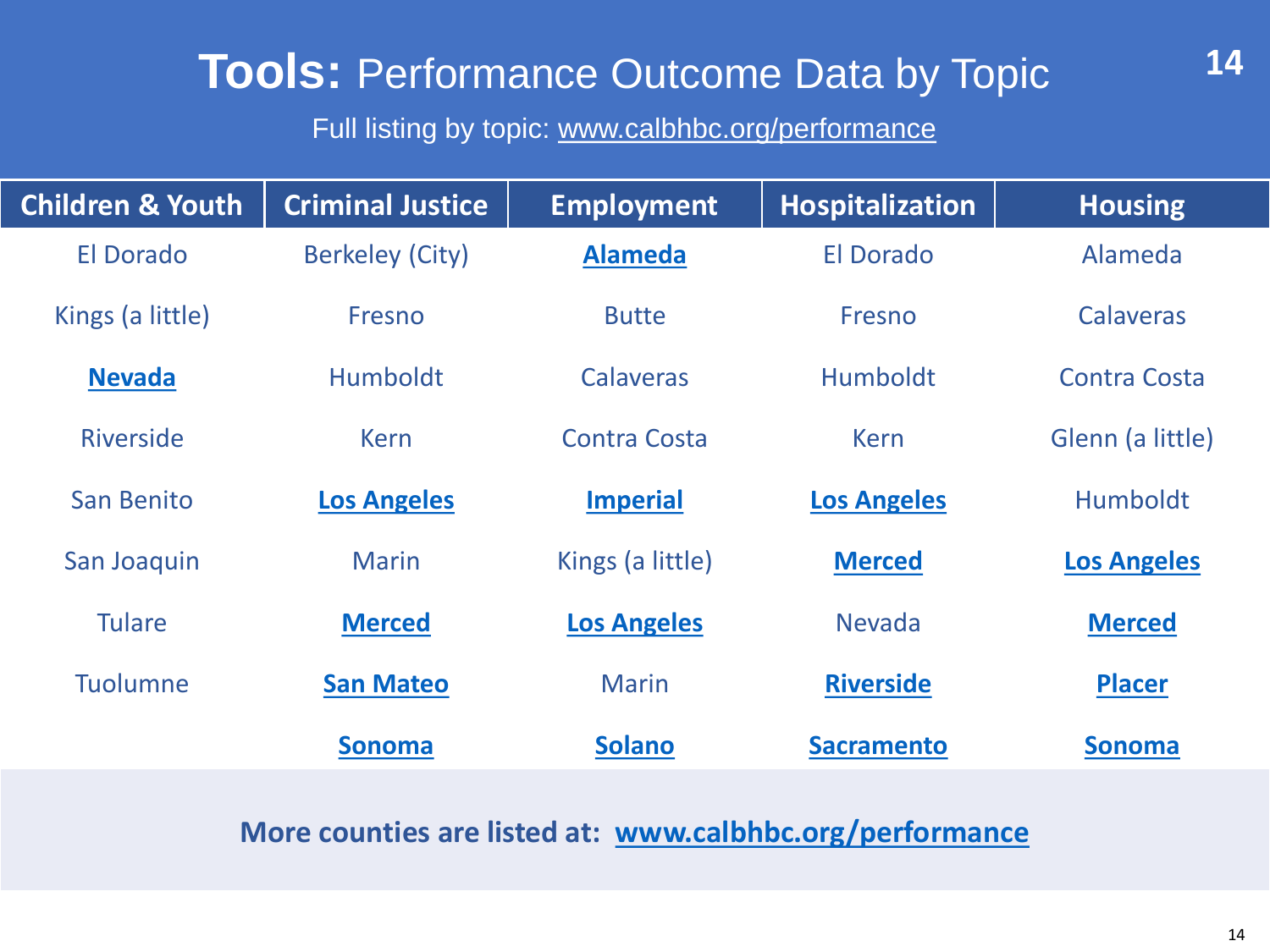# **Tools:** Performance Outcome Data by Topic

Full listing by topic: www.calbhbc.org/performance

| Children & Youth | Criminal Justice | Employment | Hospitalization | Housing |
| --- | --- | --- | --- | --- |
| El Dorado | Berkeley (City) | **Alameda** | El Dorado | Alameda |
| Kings (a little) | Fresno | Butte | Fresno | Calaveras |
| **Nevada** | Humboldt | Calaveras | Humboldt | Contra Costa |
| Riverside | Kern | Contra Costa | Kern | Glenn (a little) |
| San Benito | **Los Angeles** | **Imperial** | **Los Angeles** | Humboldt |
| San Joaquin | Marin | Kings (a little) | **Merced** | **Los Angeles** |
| Tulare | **Merced** | **Los Angeles** | Nevada | **Merced** |
| Tuolumne | **San Mateo** | Marin | **Riverside** | **Placer** |
| | **Sonoma** | **Solano** | **Sacramento** | **Sonoma** |

**More counties are listed at: www.calbhbc.org/performance**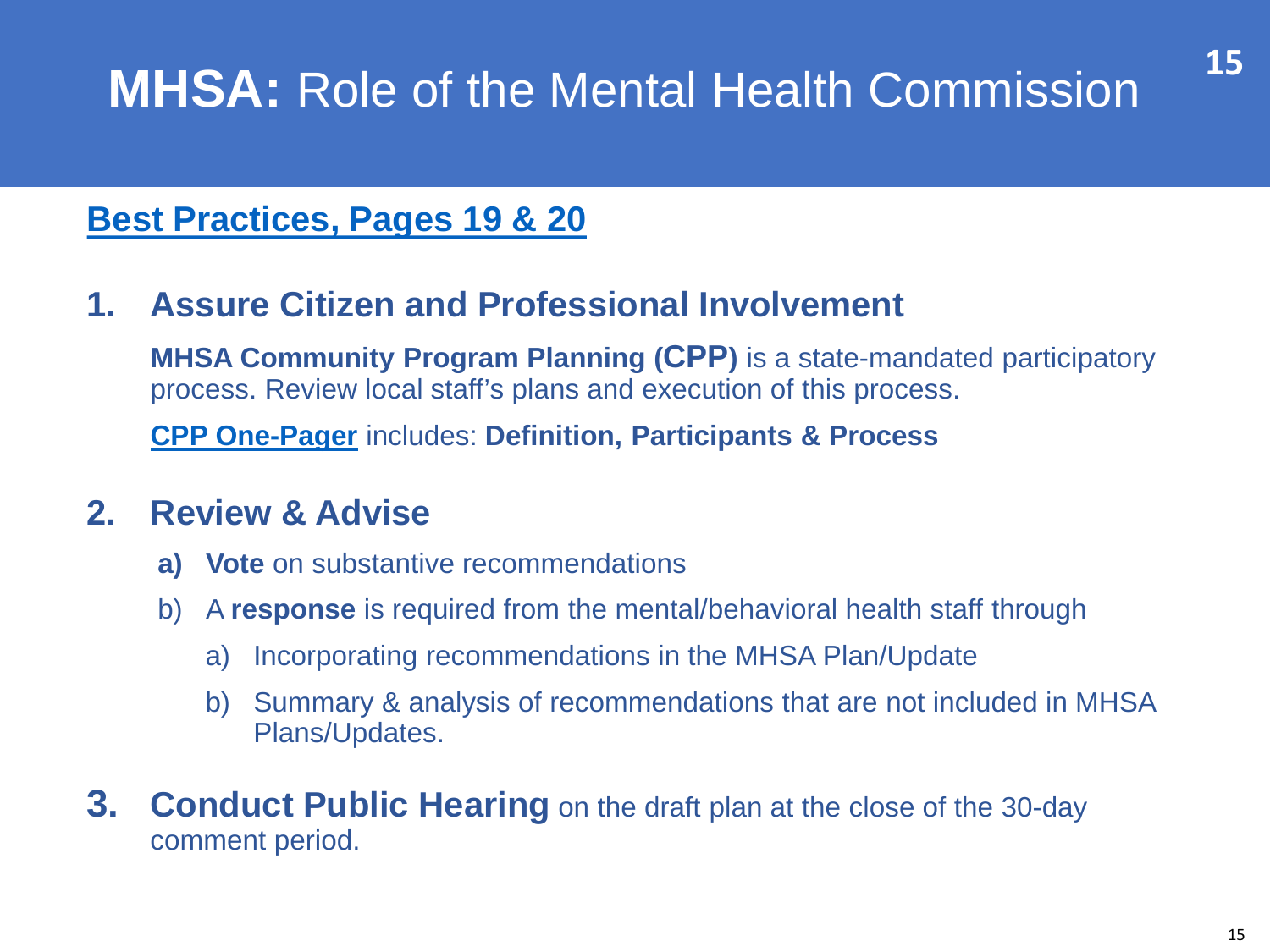# **MHSA:** Role of the Mental Health Commission

**Best Practices, Pages 19 & 20**

1. **Assure Citizen and Professional Involvement**

   **MHSA Community Program Planning (CPP)** is a state-mandated participatory process. Review local staff's plans and execution of this process.

   **CPP One-Pager** includes: **Definition, Participants & Process**

2. **Review & Advise**

   a) **Vote** on substantive recommendations

   b) A **response** is required from the mental/behavioral health staff through

      a) Incorporating recommendations in the MHSA Plan/Update

      b) Summary & analysis of recommendations that are not included in MHSA Plans/Updates.

3. **Conduct Public Hearing** on the draft plan at the close of the 30-day comment period.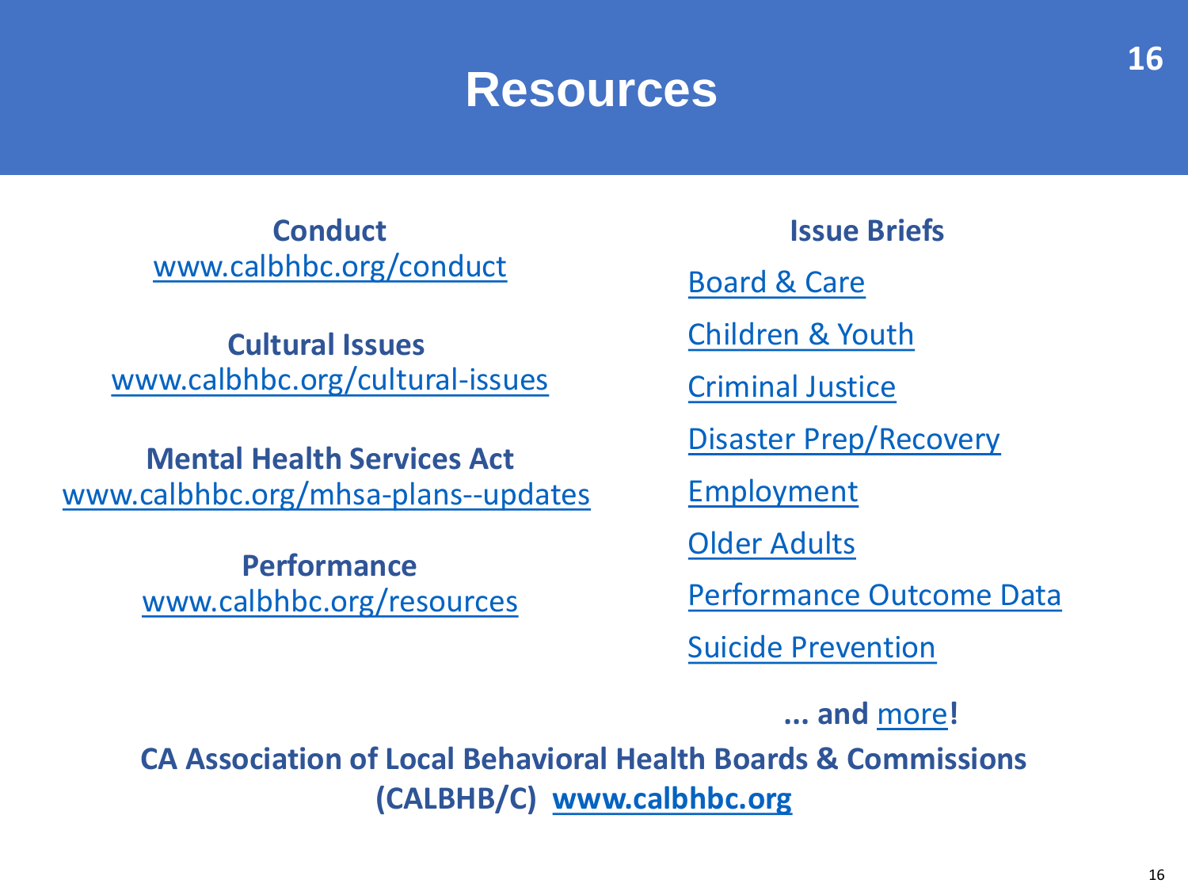# Resources

**Conduct**
www.calbhbc.org/conduct

**Cultural Issues**
www.calbhbc.org/cultural-issues

**Mental Health Services Act**
www.calbhbc.org/mhsa-plans--updates

**Performance**
www.calbhbc.org/resources

**Issue Briefs**

Board & Care

Children & Youth

Criminal Justice

Disaster Prep/Recovery

Employment

Older Adults

Performance Outcome Data

Suicide Prevention

**... and** more**!**

**CA Association of Local Behavioral Health Boards & Commissions (CALBHB/C) www.calbhbc.org**